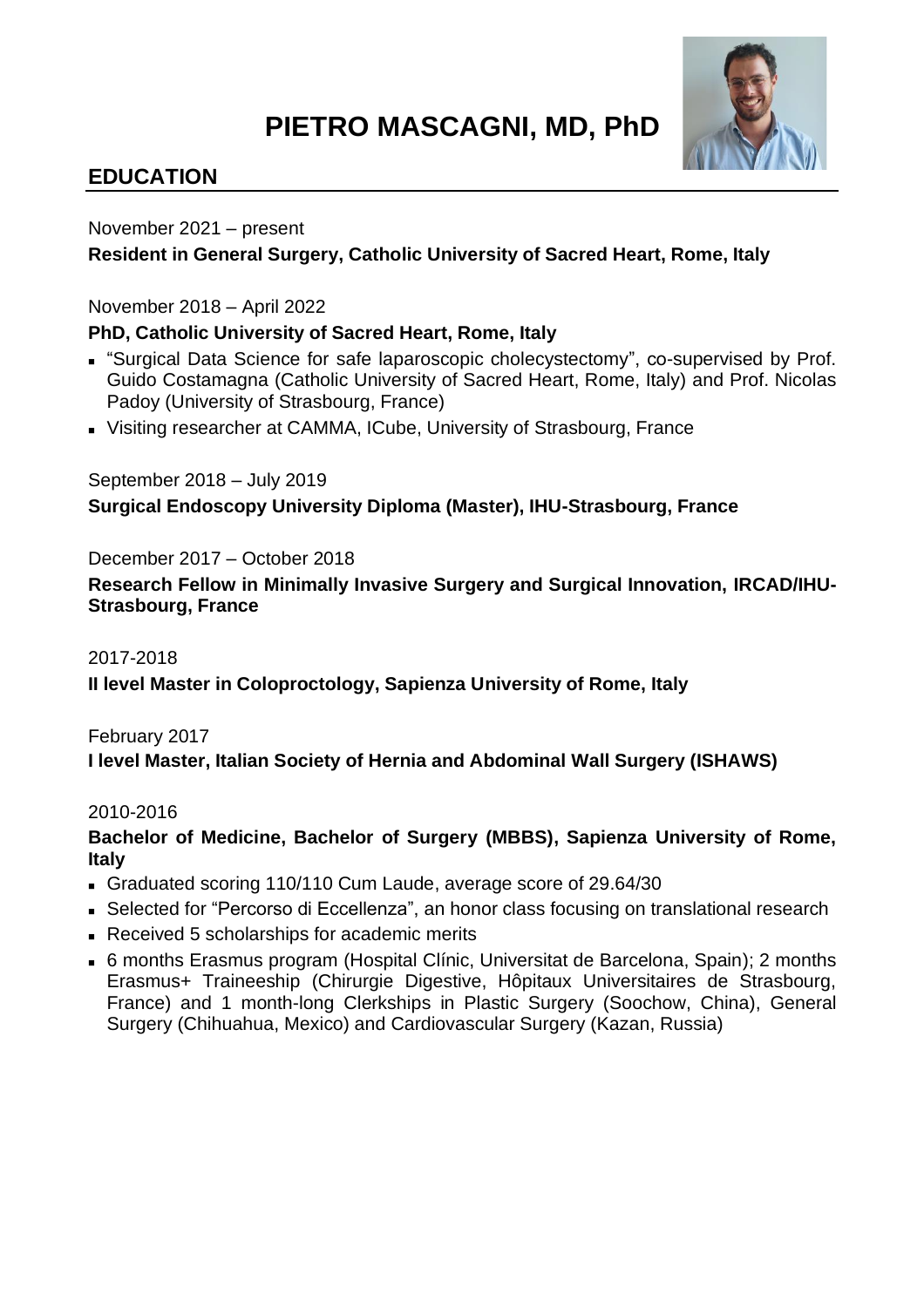# PIETRO MASCAGNI, MD, PhD

## EDUCATION

November 2021 – present

**Resident in General Surgery, Catholic University of Sacred Heart, Rome, Italy**

November 2018 – April 2022

**PhD, Catholic University of Sacred Heart, Rome, Italy**

- "Surgical Data Science for safe laparoscopic cholecystectomy", co-supervised by Prof. Guido Costamagna (Catholic University of Sacred Heart, Rome, Italy) and Prof. Nicolas Padoy (University of Strasbourg, France)
- Visiting researcher at CAMMA, ICube, University of Strasbourg, France

September 2018 – July 2019

**Surgical Endoscopy University Diploma (Master), IHU-Strasbourg, France**

December 2017 – October 2018

**Research Fellow in Minimally Invasive Surgery and Surgical Innovation, IRCAD/IHU-Strasbourg, France**

2017-2018

**II level Master in Coloproctology, Sapienza University of Rome, Italy**

February 2017

**I level Master, Italian Society of Hernia and Abdominal Wall Surgery (ISHAWS)**

2010-2016

**Bachelor of Medicine, Bachelor of Surgery (MBBS), Sapienza University of Rome, Italy**

- Graduated scoring 110/110 Cum Laude, average score of 29.64/30
- Selected for "Percorso di Eccellenza", an honor class focusing on translational research
- Received 5 scholarships for academic merits
- 6 months Erasmus program (Hospital Clínic, Universitat de Barcelona, Spain); 2 months Erasmus+ Traineeship (Chirurgie Digestive, Hôpitaux Universitaires de Strasbourg, France) and 1 month-long Clerkships in Plastic Surgery (Soochow, China), General Surgery (Chihuahua, Mexico) and Cardiovascular Surgery (Kazan, Russia)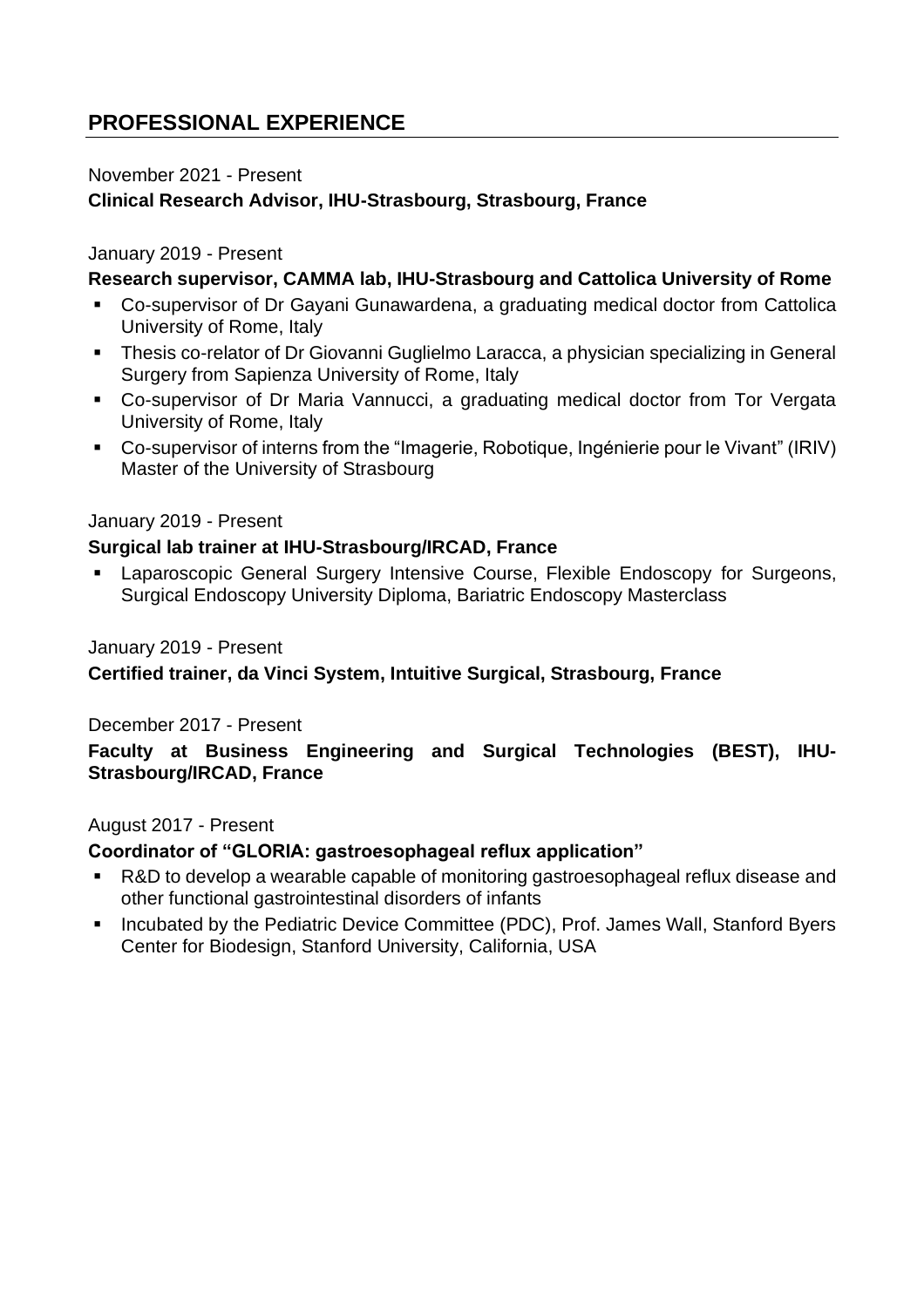## PROFESSIONAL EXPERIENCE

November 2021 - Present

**Clinical Research Advisor, IHU-Strasbourg, Strasbourg, France**

January 2019 - Present

**Research supervisor, CAMMA lab, IHU-Strasbourg and Cattolica University of Rome**

- Co-supervisor of Dr Gayani Gunawardena, a graduating medical doctor from Cattolica University of Rome, Italy
- Thesis co-relator of Dr Giovanni Guglielmo Laracca, a physician specializing in General Surgery from Sapienza University of Rome, Italy
- Co-supervisor of Dr Maria Vannucci, a graduating medical doctor from Tor Vergata University of Rome, Italy
- Co-supervisor of interns from the “Imagerie, Robotique, Ingénierie pour le Vivant” (IRIV) Master of the University of Strasbourg

January 2019 - Present

**Surgical lab trainer at IHU-Strasbourg/IRCAD, France**

- Laparoscopic General Surgery Intensive Course, Flexible Endoscopy for Surgeons, Surgical Endoscopy University Diploma, Bariatric Endoscopy Masterclass

January 2019 - Present

**Certified trainer, da Vinci System, Intuitive Surgical, Strasbourg, France**

December 2017 - Present

**Faculty at Business Engineering and Surgical Technologies (BEST), IHU-Strasbourg/IRCAD, France**

August 2017 - Present

**Coordinator of “GLORIA: gastroesophageal reflux application”**

- R&D to develop a wearable capable of monitoring gastroesophageal reflux disease and other functional gastrointestinal disorders of infants
- Incubated by the Pediatric Device Committee (PDC), Prof. James Wall, Stanford Byers Center for Biodesign, Stanford University, California, USA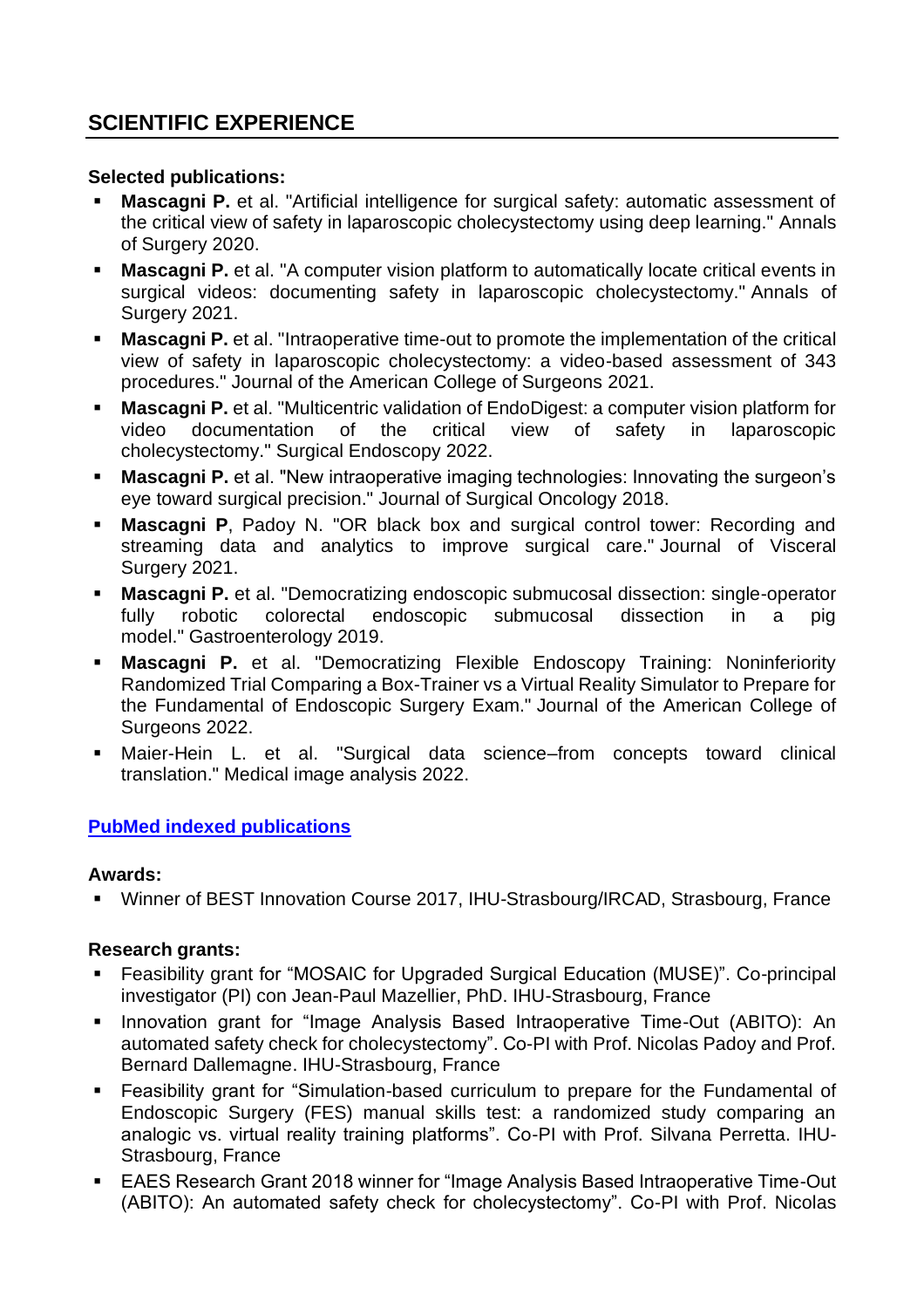## SCIENTIFIC EXPERIENCE

**Selected publications:**

- **Mascagni P.** et al. "Artificial intelligence for surgical safety: automatic assessment of the critical view of safety in laparoscopic cholecystectomy using deep learning." Annals of Surgery 2020.
- **Mascagni P.** et al. "A computer vision platform to automatically locate critical events in surgical videos: documenting safety in laparoscopic cholecystectomy." Annals of Surgery 2021.
- **Mascagni P.** et al. "Intraoperative time-out to promote the implementation of the critical view of safety in laparoscopic cholecystectomy: a video-based assessment of 343 procedures." Journal of the American College of Surgeons 2021.
- **Mascagni P.** et al. "Multicentric validation of EndoDigest: a computer vision platform for video documentation of the critical view of safety in laparoscopic cholecystectomy." Surgical Endoscopy 2022.
- **Mascagni P.** et al. "New intraoperative imaging technologies: Innovating the surgeon's eye toward surgical precision." Journal of Surgical Oncology 2018.
- **Mascagni P**, Padoy N. "OR black box and surgical control tower: Recording and streaming data and analytics to improve surgical care." Journal of Visceral Surgery 2021.
- **Mascagni P.** et al. "Democratizing endoscopic submucosal dissection: single-operator fully robotic colorectal endoscopic submucosal dissection in a pig model." Gastroenterology 2019.
- **Mascagni P.** et al. "Democratizing Flexible Endoscopy Training: Noninferiority Randomized Trial Comparing a Box-Trainer vs a Virtual Reality Simulator to Prepare for the Fundamental of Endoscopic Surgery Exam." Journal of the American College of Surgeons 2022.
- Maier-Hein L. et al. "Surgical data science–from concepts toward clinical translation." Medical image analysis 2022.

**PubMed indexed publications**

**Awards:**

- Winner of BEST Innovation Course 2017, IHU-Strasbourg/IRCAD, Strasbourg, France

**Research grants:**

- Feasibility grant for "MOSAIC for Upgraded Surgical Education (MUSE)". Co-principal investigator (PI) con Jean-Paul Mazellier, PhD. IHU-Strasbourg, France
- Innovation grant for "Image Analysis Based Intraoperative Time-Out (ABITO): An automated safety check for cholecystectomy". Co-PI with Prof. Nicolas Padoy and Prof. Bernard Dallemagne. IHU-Strasbourg, France
- Feasibility grant for "Simulation-based curriculum to prepare for the Fundamental of Endoscopic Surgery (FES) manual skills test: a randomized study comparing an analogic vs. virtual reality training platforms". Co-PI with Prof. Silvana Perretta. IHU-Strasbourg, France
- EAES Research Grant 2018 winner for "Image Analysis Based Intraoperative Time-Out (ABITO): An automated safety check for cholecystectomy". Co-PI with Prof. Nicolas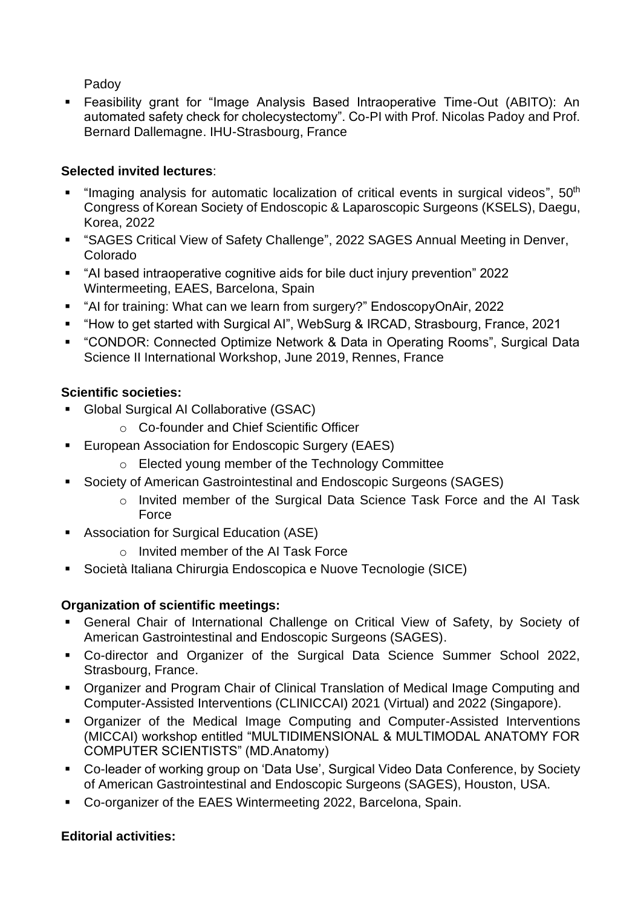Padoy

- Feasibility grant for "Image Analysis Based Intraoperative Time-Out (ABITO): An automated safety check for cholecystectomy". Co-PI with Prof. Nicolas Padoy and Prof. Bernard Dallemagne. IHU-Strasbourg, France

**Selected invited lectures**:

- "Imaging analysis for automatic localization of critical events in surgical videos", 50th Congress of Korean Society of Endoscopic & Laparoscopic Surgeons (KSELS), Daegu, Korea, 2022
- "SAGES Critical View of Safety Challenge", 2022 SAGES Annual Meeting in Denver, Colorado
- "AI based intraoperative cognitive aids for bile duct injury prevention" 2022 Wintermeeting, EAES, Barcelona, Spain
- "AI for training: What can we learn from surgery?" EndoscopyOnAir, 2022
- "How to get started with Surgical AI", WebSurg & IRCAD, Strasbourg, France, 2021
- "CONDOR: Connected Optimize Network & Data in Operating Rooms", Surgical Data Science II International Workshop, June 2019, Rennes, France

**Scientific societies:**

- Global Surgical AI Collaborative (GSAC)
  - Co-founder and Chief Scientific Officer
- European Association for Endoscopic Surgery (EAES)
  - Elected young member of the Technology Committee
- Society of American Gastrointestinal and Endoscopic Surgeons (SAGES)
  - Invited member of the Surgical Data Science Task Force and the AI Task Force
- Association for Surgical Education (ASE)
  - Invited member of the AI Task Force
- Società Italiana Chirurgia Endoscopica e Nuove Tecnologie (SICE)

**Organization of scientific meetings:**

- General Chair of International Challenge on Critical View of Safety, by Society of American Gastrointestinal and Endoscopic Surgeons (SAGES).
- Co-director and Organizer of the Surgical Data Science Summer School 2022, Strasbourg, France.
- Organizer and Program Chair of Clinical Translation of Medical Image Computing and Computer-Assisted Interventions (CLINICCAI) 2021 (Virtual) and 2022 (Singapore).
- Organizer of the Medical Image Computing and Computer-Assisted Interventions (MICCAI) workshop entitled "MULTIDIMENSIONAL & MULTIMODAL ANATOMY FOR COMPUTER SCIENTISTS" (MD.Anatomy)
- Co-leader of working group on 'Data Use', Surgical Video Data Conference, by Society of American Gastrointestinal and Endoscopic Surgeons (SAGES), Houston, USA.
- Co-organizer of the EAES Wintermeeting 2022, Barcelona, Spain.

**Editorial activities:**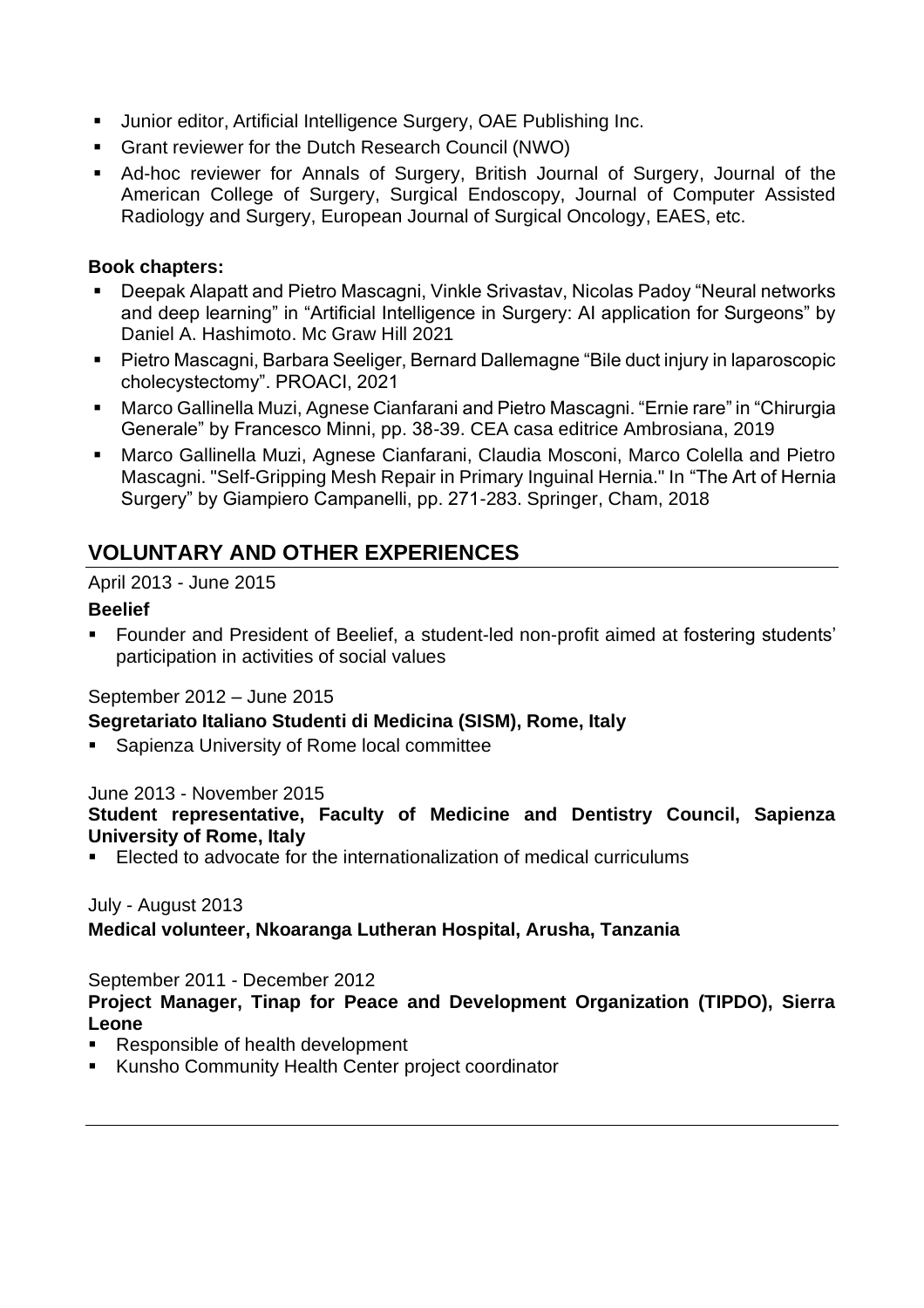- Junior editor, Artificial Intelligence Surgery, OAE Publishing Inc.
- Grant reviewer for the Dutch Research Council (NWO)
- Ad-hoc reviewer for Annals of Surgery, British Journal of Surgery, Journal of the American College of Surgery, Surgical Endoscopy, Journal of Computer Assisted Radiology and Surgery, European Journal of Surgical Oncology, EAES, etc.

**Book chapters:**

- Deepak Alapatt and Pietro Mascagni, Vinkle Srivastav, Nicolas Padoy "Neural networks and deep learning" in "Artificial Intelligence in Surgery: AI application for Surgeons" by Daniel A. Hashimoto. Mc Graw Hill 2021
- Pietro Mascagni, Barbara Seeliger, Bernard Dallemagne "Bile duct injury in laparoscopic cholecystectomy". PROACI, 2021
- Marco Gallinella Muzi, Agnese Cianfarani and Pietro Mascagni. "Ernie rare" in "Chirurgia Generale" by Francesco Minni, pp. 38-39. CEA casa editrice Ambrosiana, 2019
- Marco Gallinella Muzi, Agnese Cianfarani, Claudia Mosconi, Marco Colella and Pietro Mascagni. "Self-Gripping Mesh Repair in Primary Inguinal Hernia." In "The Art of Hernia Surgery" by Giampiero Campanelli, pp. 271-283. Springer, Cham, 2018

## VOLUNTARY AND OTHER EXPERIENCES

April 2013 - June 2015

**Beelief**

- Founder and President of Beelief, a student-led non-profit aimed at fostering students' participation in activities of social values

September 2012 – June 2015

**Segretariato Italiano Studenti di Medicina (SISM), Rome, Italy**

- Sapienza University of Rome local committee

June 2013 - November 2015

**Student representative, Faculty of Medicine and Dentistry Council, Sapienza University of Rome, Italy**

- Elected to advocate for the internationalization of medical curriculums

July - August 2013

**Medical volunteer, Nkoaranga Lutheran Hospital, Arusha, Tanzania**

September 2011 - December 2012

**Project Manager, Tinap for Peace and Development Organization (TIPDO), Sierra Leone**

- Responsible of health development
- Kunsho Community Health Center project coordinator